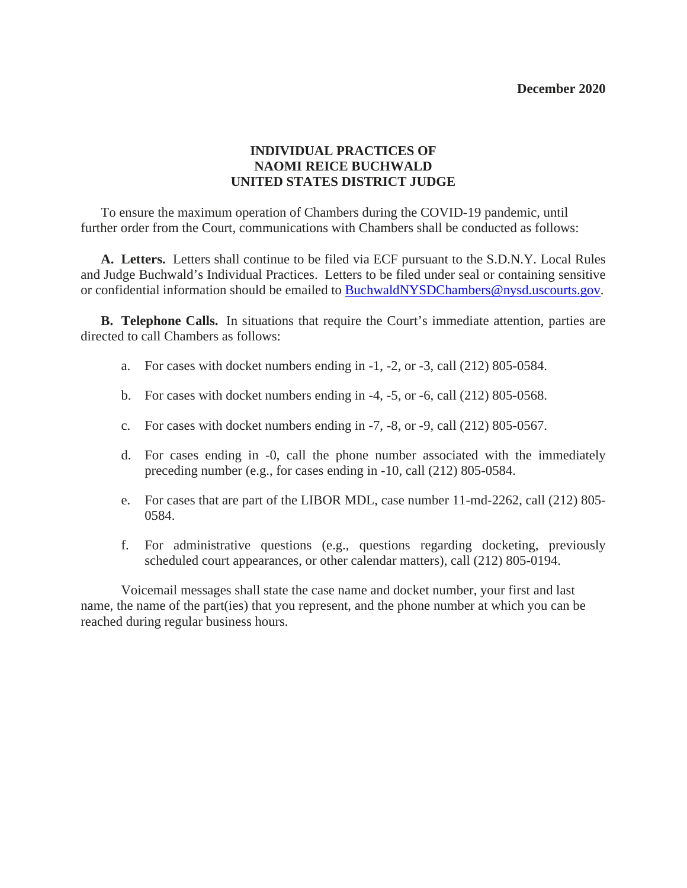**December 2020**

# INDIVIDUAL PRACTICES OF NAOMI REICE BUCHWALD UNITED STATES DISTRICT JUDGE

To ensure the maximum operation of Chambers during the COVID-19 pandemic, until further order from the Court, communications with Chambers shall be conducted as follows:

**A. Letters.** Letters shall continue to be filed via ECF pursuant to the S.D.N.Y. Local Rules and Judge Buchwald's Individual Practices. Letters to be filed under seal or containing sensitive or confidential information should be emailed to BuchwaldNYSDChambers@nysd.uscourts.gov.

**B. Telephone Calls.** In situations that require the Court's immediate attention, parties are directed to call Chambers as follows:

a. For cases with docket numbers ending in -1, -2, or -3, call (212) 805-0584.

b. For cases with docket numbers ending in -4, -5, or -6, call (212) 805-0568.

c. For cases with docket numbers ending in -7, -8, or -9, call (212) 805-0567.

d. For cases ending in -0, call the phone number associated with the immediately preceding number (e.g., for cases ending in -10, call (212) 805-0584.

e. For cases that are part of the LIBOR MDL, case number 11-md-2262, call (212) 805-0584.

f. For administrative questions (e.g., questions regarding docketing, previously scheduled court appearances, or other calendar matters), call (212) 805-0194.

Voicemail messages shall state the case name and docket number, your first and last name, the name of the part(ies) that you represent, and the phone number at which you can be reached during regular business hours.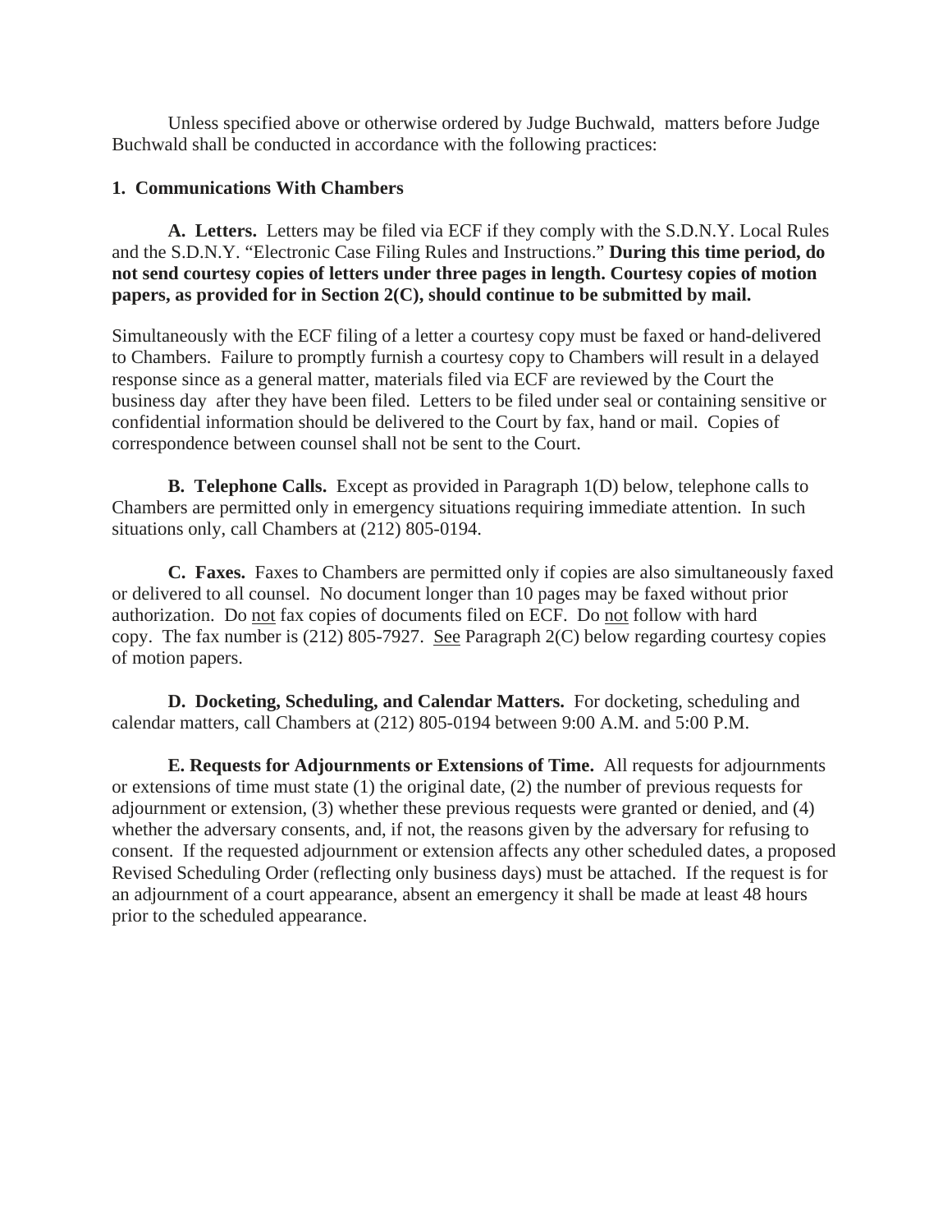Unless specified above or otherwise ordered by Judge Buchwald, matters before Judge Buchwald shall be conducted in accordance with the following practices:

**1. Communications With Chambers**

**A. Letters.** Letters may be filed via ECF if they comply with the S.D.N.Y. Local Rules and the S.D.N.Y. "Electronic Case Filing Rules and Instructions." **During this time period, do not send courtesy copies of letters under three pages in length. Courtesy copies of motion papers, as provided for in Section 2(C), should continue to be submitted by mail.**

Simultaneously with the ECF filing of a letter a courtesy copy must be faxed or hand-delivered to Chambers. Failure to promptly furnish a courtesy copy to Chambers will result in a delayed response since as a general matter, materials filed via ECF are reviewed by the Court the business day after they have been filed. Letters to be filed under seal or containing sensitive or confidential information should be delivered to the Court by fax, hand or mail. Copies of correspondence between counsel shall not be sent to the Court.

**B. Telephone Calls.** Except as provided in Paragraph 1(D) below, telephone calls to Chambers are permitted only in emergency situations requiring immediate attention. In such situations only, call Chambers at (212) 805-0194.

**C. Faxes.** Faxes to Chambers are permitted only if copies are also simultaneously faxed or delivered to all counsel. No document longer than 10 pages may be faxed without prior authorization. Do not fax copies of documents filed on ECF. Do not follow with hard copy. The fax number is (212) 805-7927. See Paragraph 2(C) below regarding courtesy copies of motion papers.

**D. Docketing, Scheduling, and Calendar Matters.** For docketing, scheduling and calendar matters, call Chambers at (212) 805-0194 between 9:00 A.M. and 5:00 P.M.

**E. Requests for Adjournments or Extensions of Time.** All requests for adjournments or extensions of time must state (1) the original date, (2) the number of previous requests for adjournment or extension, (3) whether these previous requests were granted or denied, and (4) whether the adversary consents, and, if not, the reasons given by the adversary for refusing to consent. If the requested adjournment or extension affects any other scheduled dates, a proposed Revised Scheduling Order (reflecting only business days) must be attached. If the request is for an adjournment of a court appearance, absent an emergency it shall be made at least 48 hours prior to the scheduled appearance.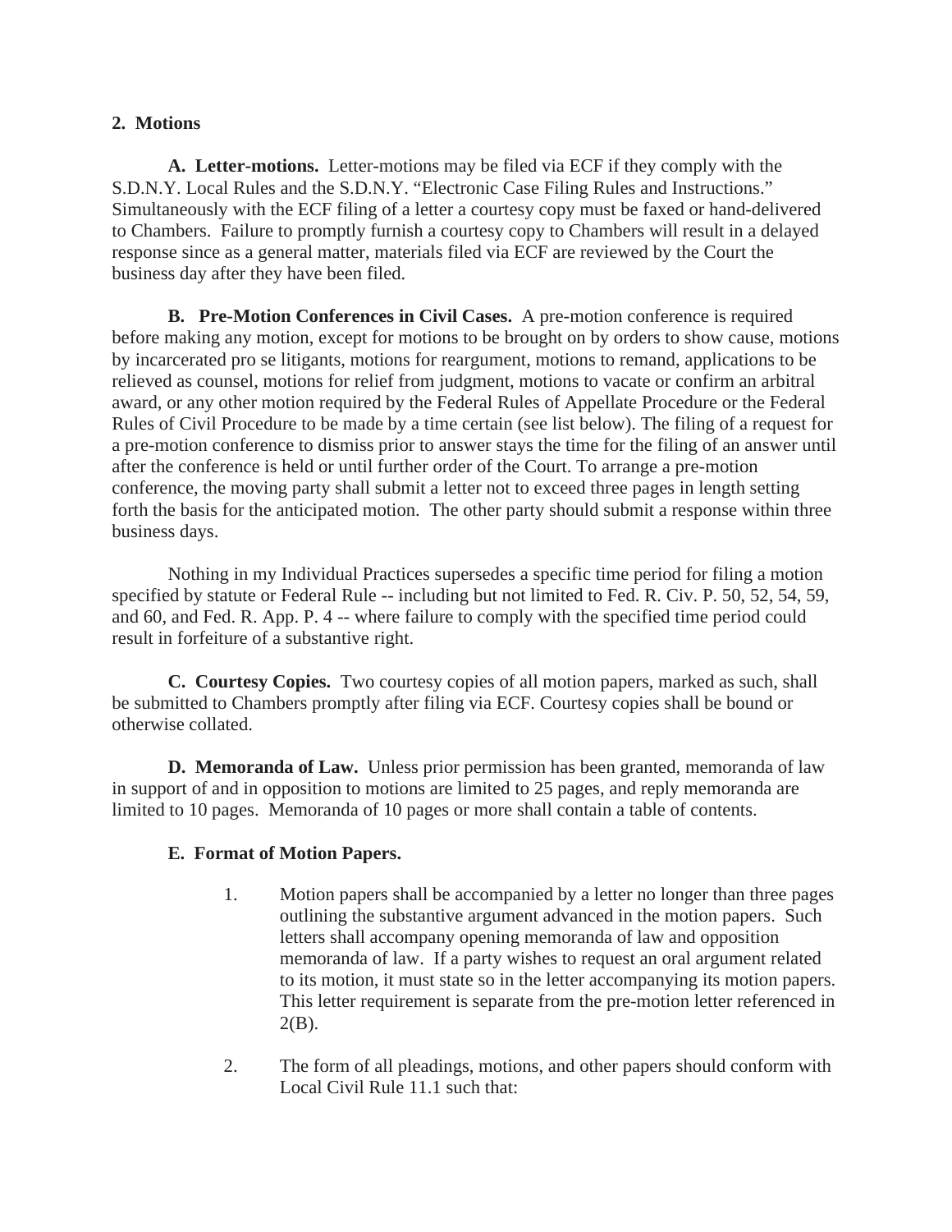## 2. Motions

**A. Letter-motions.** Letter-motions may be filed via ECF if they comply with the S.D.N.Y. Local Rules and the S.D.N.Y. "Electronic Case Filing Rules and Instructions." Simultaneously with the ECF filing of a letter a courtesy copy must be faxed or hand-delivered to Chambers. Failure to promptly furnish a courtesy copy to Chambers will result in a delayed response since as a general matter, materials filed via ECF are reviewed by the Court the business day after they have been filed.

**B. Pre-Motion Conferences in Civil Cases.** A pre-motion conference is required before making any motion, except for motions to be brought on by orders to show cause, motions by incarcerated pro se litigants, motions for reargument, motions to remand, applications to be relieved as counsel, motions for relief from judgment, motions to vacate or confirm an arbitral award, or any other motion required by the Federal Rules of Appellate Procedure or the Federal Rules of Civil Procedure to be made by a time certain (see list below). The filing of a request for a pre-motion conference to dismiss prior to answer stays the time for the filing of an answer until after the conference is held or until further order of the Court. To arrange a pre-motion conference, the moving party shall submit a letter not to exceed three pages in length setting forth the basis for the anticipated motion. The other party should submit a response within three business days.

Nothing in my Individual Practices supersedes a specific time period for filing a motion specified by statute or Federal Rule -- including but not limited to Fed. R. Civ. P. 50, 52, 54, 59, and 60, and Fed. R. App. P. 4 -- where failure to comply with the specified time period could result in forfeiture of a substantive right.

**C. Courtesy Copies.** Two courtesy copies of all motion papers, marked as such, shall be submitted to Chambers promptly after filing via ECF. Courtesy copies shall be bound or otherwise collated.

**D. Memoranda of Law.** Unless prior permission has been granted, memoranda of law in support of and in opposition to motions are limited to 25 pages, and reply memoranda are limited to 10 pages. Memoranda of 10 pages or more shall contain a table of contents.

**E. Format of Motion Papers.**

1. Motion papers shall be accompanied by a letter no longer than three pages outlining the substantive argument advanced in the motion papers. Such letters shall accompany opening memoranda of law and opposition memoranda of law. If a party wishes to request an oral argument related to its motion, it must state so in the letter accompanying its motion papers. This letter requirement is separate from the pre-motion letter referenced in 2(B).

2. The form of all pleadings, motions, and other papers should conform with Local Civil Rule 11.1 such that: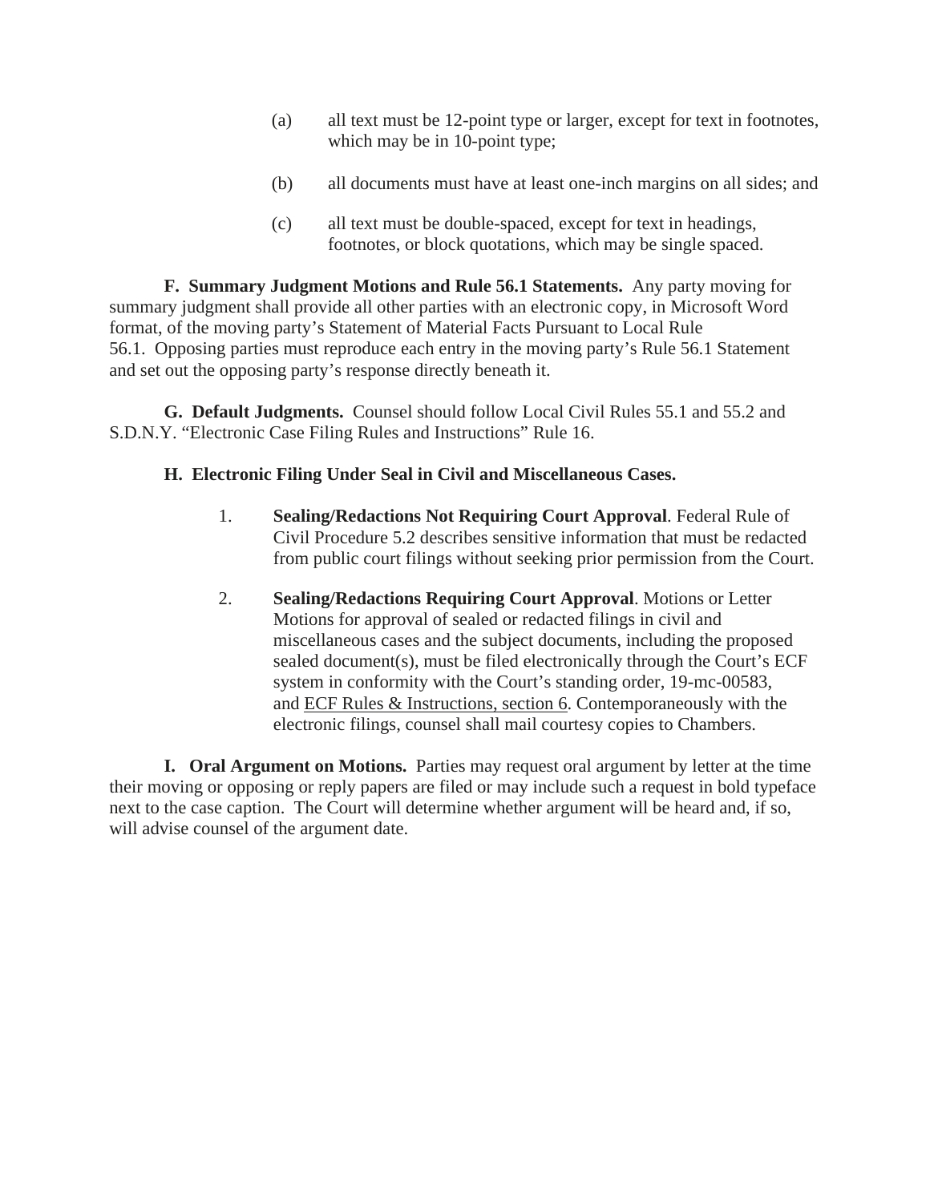(a) all text must be 12-point type or larger, except for text in footnotes, which may be in 10-point type;

(b) all documents must have at least one-inch margins on all sides; and

(c) all text must be double-spaced, except for text in headings, footnotes, or block quotations, which may be single spaced.

**F. Summary Judgment Motions and Rule 56.1 Statements.** Any party moving for summary judgment shall provide all other parties with an electronic copy, in Microsoft Word format, of the moving party's Statement of Material Facts Pursuant to Local Rule 56.1. Opposing parties must reproduce each entry in the moving party's Rule 56.1 Statement and set out the opposing party's response directly beneath it.

**G. Default Judgments.** Counsel should follow Local Civil Rules 55.1 and 55.2 and S.D.N.Y. "Electronic Case Filing Rules and Instructions" Rule 16.

**H. Electronic Filing Under Seal in Civil and Miscellaneous Cases.**

1. **Sealing/Redactions Not Requiring Court Approval**. Federal Rule of Civil Procedure 5.2 describes sensitive information that must be redacted from public court filings without seeking prior permission from the Court.

2. **Sealing/Redactions Requiring Court Approval**. Motions or Letter Motions for approval of sealed or redacted filings in civil and miscellaneous cases and the subject documents, including the proposed sealed document(s), must be filed electronically through the Court's ECF system in conformity with the Court's standing order, 19-mc-00583, and ECF Rules & Instructions, section 6. Contemporaneously with the electronic filings, counsel shall mail courtesy copies to Chambers.

**I. Oral Argument on Motions.** Parties may request oral argument by letter at the time their moving or opposing or reply papers are filed or may include such a request in bold typeface next to the case caption. The Court will determine whether argument will be heard and, if so, will advise counsel of the argument date.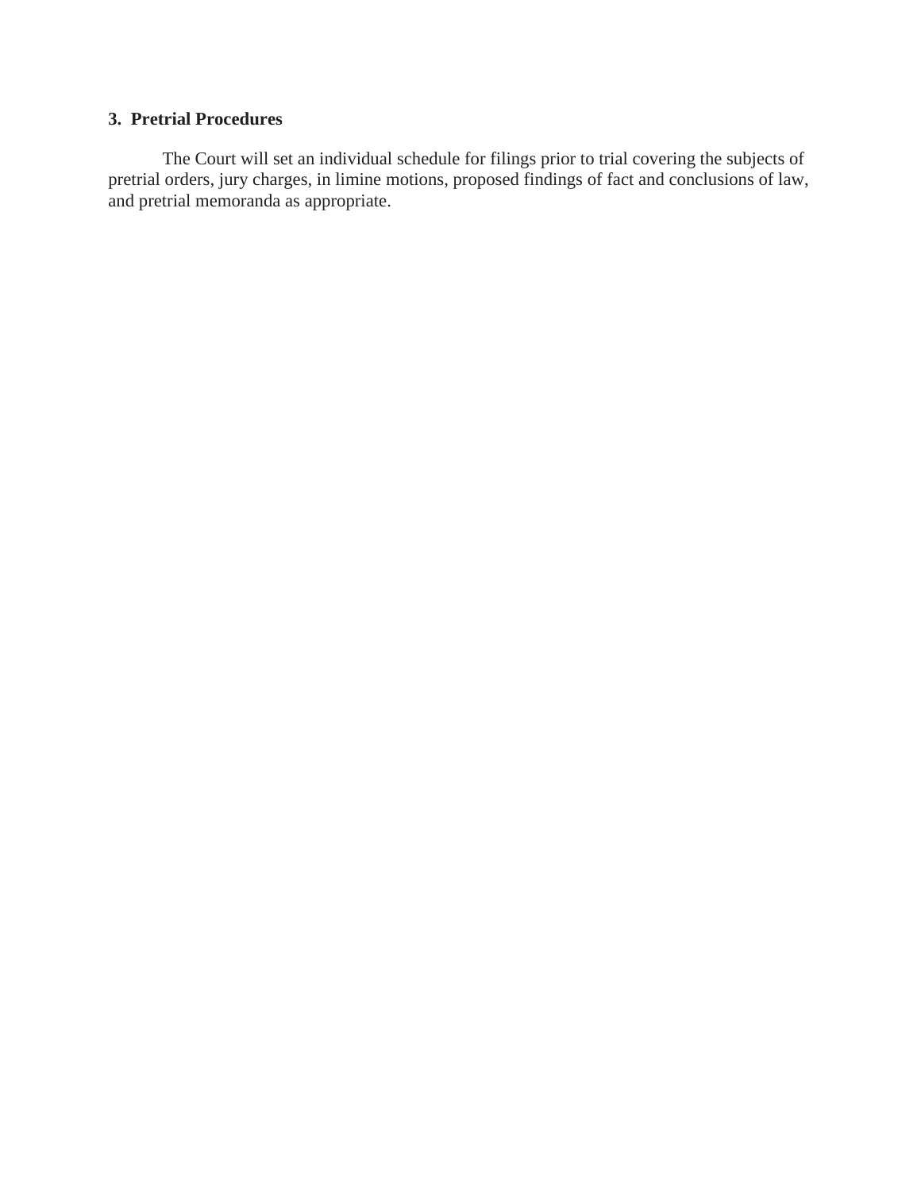**3. Pretrial Procedures**

The Court will set an individual schedule for filings prior to trial covering the subjects of pretrial orders, jury charges, in limine motions, proposed findings of fact and conclusions of law, and pretrial memoranda as appropriate.